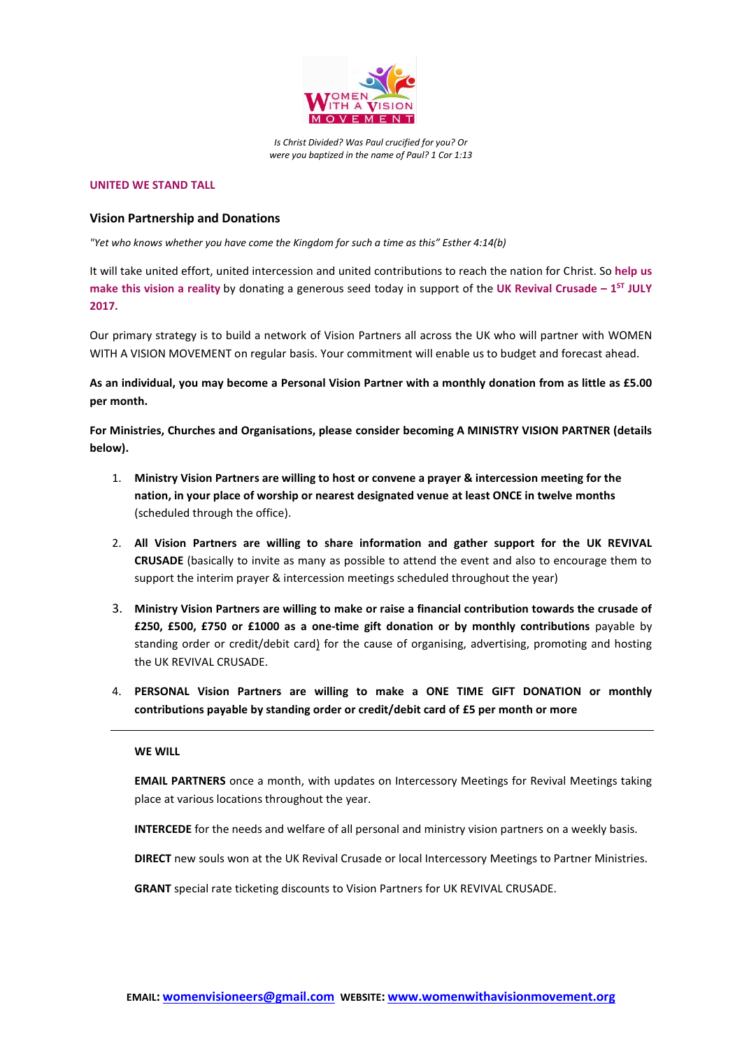WOMEN WITH A VISION MOVEMENT

*Is Christ Divided? Was Paul crucified for you? Or were you baptized in the name of Paul? 1 Cor 1:13*

**UNITED WE STAND TALL**

## Vision Partnership and Donations

*"Yet who knows whether you have come the Kingdom for such a time as this" Esther 4:14(b)*

It will take united effort, united intercession and united contributions to reach the nation for Christ. So **help us make this vision a reality** by donating a generous seed today in support of the **UK Revival Crusade – 1ST JULY 2017.**

Our primary strategy is to build a network of Vision Partners all across the UK who will partner with WOMEN WITH A VISION MOVEMENT on regular basis. Your commitment will enable us to budget and forecast ahead.

**As an individual, you may become a Personal Vision Partner with a monthly donation from as little as £5.00 per month.**

**For Ministries, Churches and Organisations, please consider becoming A MINISTRY VISION PARTNER (details below).**

1. **Ministry Vision Partners are willing to host or convene a prayer & intercession meeting for the nation, in your place of worship or nearest designated venue at least ONCE in twelve months** (scheduled through the office).
2. **All Vision Partners are willing to share information and gather support for the UK REVIVAL CRUSADE** (basically to invite as many as possible to attend the event and also to encourage them to support the interim prayer & intercession meetings scheduled throughout the year)
3. **Ministry Vision Partners are willing to make or raise a financial contribution towards the crusade of £250, £500, £750 or £1000 as a one-time gift donation or by monthly contributions** payable by standing order or credit/debit card) for the cause of organising, advertising, promoting and hosting the UK REVIVAL CRUSADE.
4. **PERSONAL Vision Partners are willing to make a ONE TIME GIFT DONATION or monthly contributions payable by standing order or credit/debit card of £5 per month or more**

---

**WE WILL**

**EMAIL PARTNERS** once a month, with updates on Intercessory Meetings for Revival Meetings taking place at various locations throughout the year.

**INTERCEDE** for the needs and welfare of all personal and ministry vision partners on a weekly basis.

**DIRECT** new souls won at the UK Revival Crusade or local Intercessory Meetings to Partner Ministries.

**GRANT** special rate ticketing discounts to Vision Partners for UK REVIVAL CRUSADE.

**EMAIL:** womenvisioneers@gmail.com **WEBSITE:** www.womenwithavisionmovement.org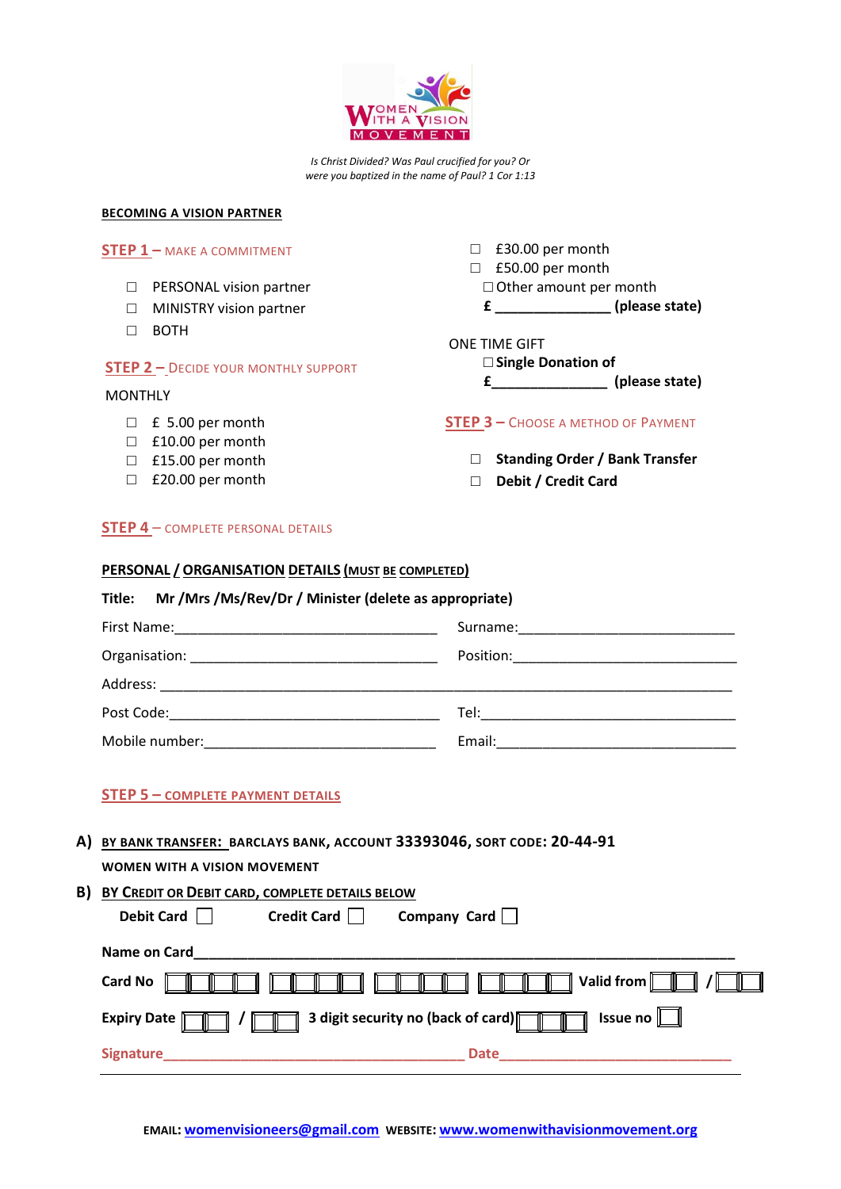WOMEN WITH A VISION MOVEMENT

*Is Christ Divided? Was Paul crucified for you? Or were you baptized in the name of Paul? 1 Cor 1:13*

**BECOMING A VISION PARTNER**

**STEP 1 –** MAKE A COMMITMENT

- ☐ PERSONAL vision partner
- ☐ MINISTRY vision partner
- ☐ BOTH

**STEP 2 –** DECIDE YOUR MONTHLY SUPPORT

MONTHLY

- ☐ £ 5.00 per month
- ☐ £10.00 per month
- ☐ £15.00 per month
- ☐ £20.00 per month
- ☐ £30.00 per month
- ☐ £50.00 per month
- ☐ Other amount per month
  **£ _______________ (please state)**

ONE TIME GIFT

- ☐ **Single Donation of**
  **£_______________ (please state)**

**STEP 3 –** CHOOSE A METHOD OF PAYMENT

- ☐ **Standing Order / Bank Transfer**
- ☐ **Debit / Credit Card**

**STEP 4 –** COMPLETE PERSONAL DETAILS

**PERSONAL / ORGANISATION DETAILS (MUST BE COMPLETED)**

**Title: Mr /Mrs /Ms/Rev/Dr / Minister (delete as appropriate)**

First Name:___________________________________ Surname:____________________________

Organisation: ________________________________ Position:_____________________________

Address: __________________________________________________________________________

Post Code:____________________________________ Tel:__________________________________

Mobile number:_______________________________ Email:________________________________

**STEP 5 – COMPLETE PAYMENT DETAILS**

**A) BY BANK TRANSFER: BARCLAYS BANK, ACCOUNT 33393046, SORT CODE: 20-44-91**
**WOMEN WITH A VISION MOVEMENT**

**B) BY CREDIT OR DEBIT CARD, COMPLETE DETAILS BELOW**

**Debit Card** ☐ **Credit Card** ☐ **Company Card** ☐

**Name on Card**_____________________________________________________________________

**Card No** ☐☐☐☐ ☐☐☐☐ ☐☐☐☐ ☐☐☐☐ **Valid from** ☐☐ / ☐☐

**Expiry Date** ☐☐ / ☐☐ **3 digit security no (back of card)** ☐☐☐ **Issue no** ☐

**Signature**_______________________________________ **Date**______________________________

**EMAIL:** womenvisioneers@gmail.com **WEBSITE:** www.womenwithavisionmovement.org